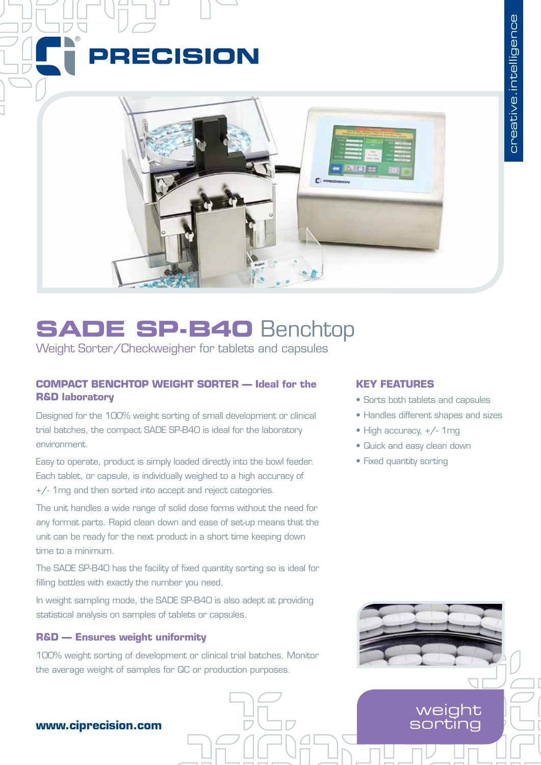PRECISION

creative.intelligence

# SADE SP-B40 Benchtop

Weight Sorter/Checkweigher for tablets and capsules

## COMPACT BENCHTOP WEIGHT SORTER — Ideal for the R&D laboratory

Designed for the 100% weight sorting of small development or clinical trial batches, the compact SADE SP-B40 is ideal for the laboratory environment.

Easy to operate, product is simply loaded directly into the bowl feeder. Each tablet, or capsule, is individually weighed to a high accuracy of +/- 1mg and then sorted into accept and reject categories.

The unit handles a wide range of solid dose forms without the need for any format parts. Rapid clean down and ease of set-up means that the unit can be ready for the next product in a short time keeping down time to a minimum.

The SADE SP-B40 has the facility of fixed quantity sorting so is ideal for filling bottles with exactly the number you need.

In weight sampling mode, the SADE SP-B40 is also adept at providing statistical analysis on samples of tablets or capsules.

## R&D — Ensures weight uniformity

100% weight sorting of development or clinical trial batches. Monitor the average weight of samples for QC or production purposes.

## KEY FEATURES

- Sorts both tablets and capsules
- Handles different shapes and sizes
- High accuracy, +/- 1mg
- Quick and easy clean down
- Fixed quantity sorting

weight sorting

**www.ciprecision.com**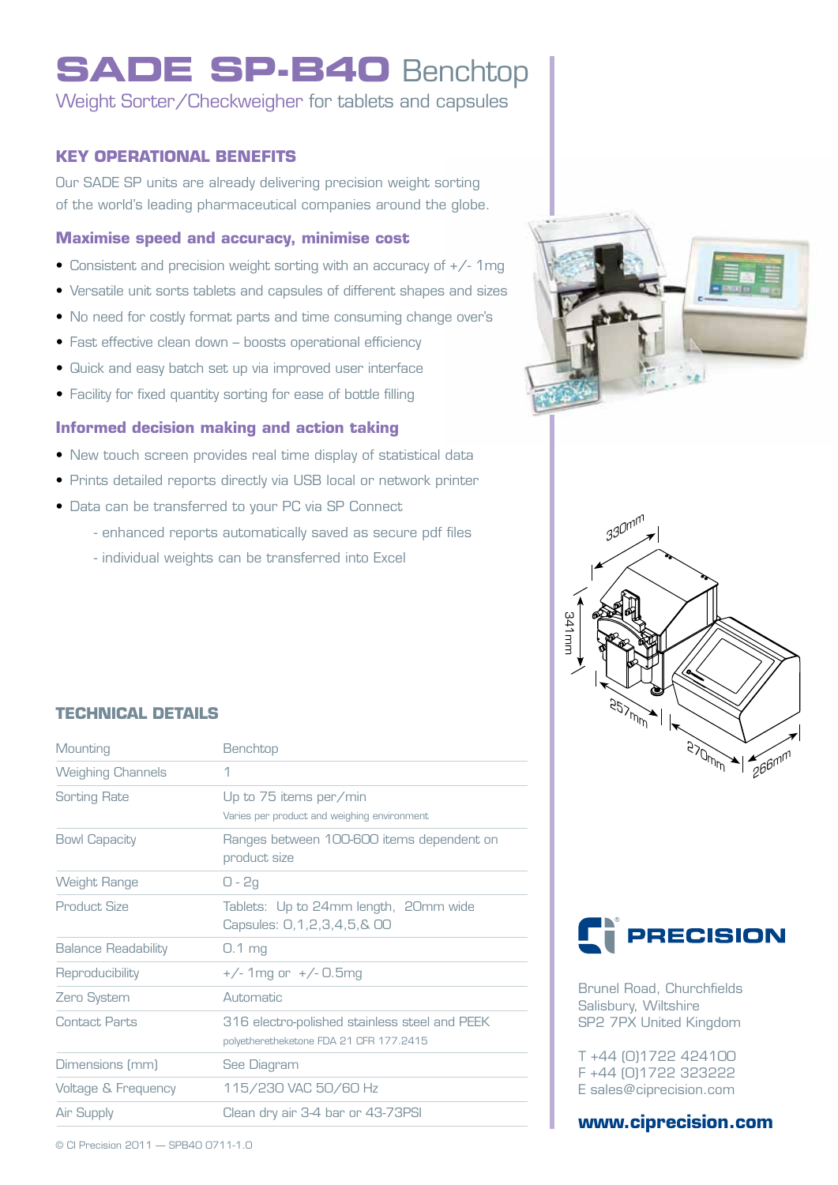# SADE SP-B40 Benchtop

Weight Sorter/Checkweigher for tablets and capsules

## KEY OPERATIONAL BENEFITS

Our SADE SP units are already delivering precision weight sorting of the world's leading pharmaceutical companies around the globe.

### Maximise speed and accuracy, minimise cost

- Consistent and precision weight sorting with an accuracy of +/- 1mg
- Versatile unit sorts tablets and capsules of different shapes and sizes
- No need for costly format parts and time consuming change over's
- Fast effective clean down – boosts operational efficiency
- Quick and easy batch set up via improved user interface
- Facility for fixed quantity sorting for ease of bottle filling

### Informed decision making and action taking

- New touch screen provides real time display of statistical data
- Prints detailed reports directly via USB local or network printer
- Data can be transferred to your PC via SP Connect
  - enhanced reports automatically saved as secure pdf files
  - individual weights can be transferred into Excel

330mm
341mm
257mm
270mm
266mm

## TECHNICAL DETAILS

| | |
|---|---|
| Mounting | Benchtop |
| Weighing Channels | 1 |
| Sorting Rate | Up to 75 items per/min<br>Varies per product and weighing environment |
| Bowl Capacity | Ranges between 100-600 items dependent on product size |
| Weight Range | 0 - 2g |
| Product Size | Tablets: Up to 24mm length, 20mm wide<br>Capsules: 0,1,2,3,4,5,& 00 |
| Balance Readability | 0.1 mg |
| Reproducibility | +/- 1mg or +/- 0.5mg |
| Zero System | Automatic |
| Contact Parts | 316 electro-polished stainless steel and PEEK<br>polyetheretheketone FDA 21 CFR 177.2415 |
| Dimensions (mm) | See Diagram |
| Voltage & Frequency | 115/230 VAC 50/60 Hz |
| Air Supply | Clean dry air 3-4 bar or 43-73PSI |

© CI Precision 2011 — SPB40 0711-1.0

**PRECISION**

Brunel Road, Churchfields
Salisbury, Wiltshire
SP2 7PX United Kingdom

T +44 (0)1722 424100
F +44 (0)1722 323222
E sales@ciprecision.com

**www.ciprecision.com**